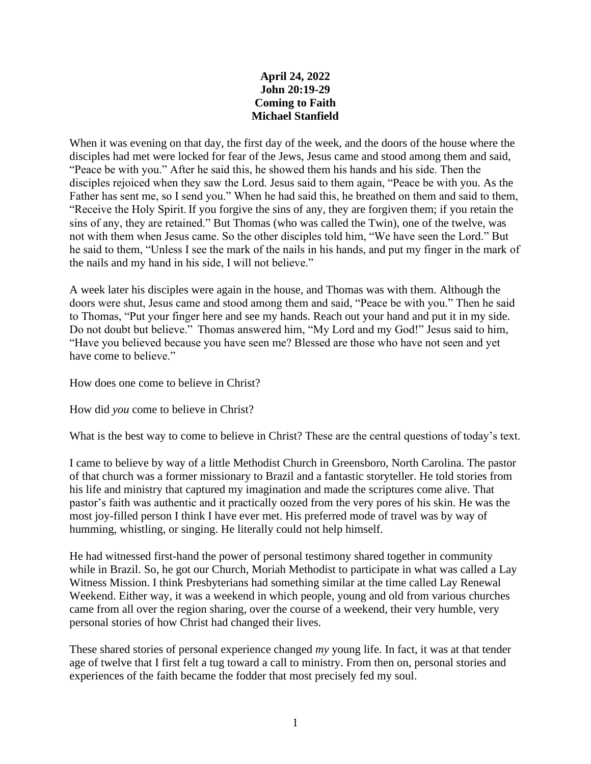**April 24, 2022**
**John 20:19-29**
**Coming to Faith**
**Michael Stanfield**

When it was evening on that day, the first day of the week, and the doors of the house where the disciples had met were locked for fear of the Jews, Jesus came and stood among them and said, "Peace be with you." After he said this, he showed them his hands and his side. Then the disciples rejoiced when they saw the Lord. Jesus said to them again, "Peace be with you. As the Father has sent me, so I send you." When he had said this, he breathed on them and said to them, "Receive the Holy Spirit. If you forgive the sins of any, they are forgiven them; if you retain the sins of any, they are retained." But Thomas (who was called the Twin), one of the twelve, was not with them when Jesus came. So the other disciples told him, "We have seen the Lord." But he said to them, "Unless I see the mark of the nails in his hands, and put my finger in the mark of the nails and my hand in his side, I will not believe."

A week later his disciples were again in the house, and Thomas was with them. Although the doors were shut, Jesus came and stood among them and said, "Peace be with you." Then he said to Thomas, "Put your finger here and see my hands. Reach out your hand and put it in my side. Do not doubt but believe." Thomas answered him, "My Lord and my God!" Jesus said to him, "Have you believed because you have seen me? Blessed are those who have not seen and yet have come to believe."

How does one come to believe in Christ?

How did *you* come to believe in Christ?

What is the best way to come to believe in Christ? These are the central questions of today's text.

I came to believe by way of a little Methodist Church in Greensboro, North Carolina. The pastor of that church was a former missionary to Brazil and a fantastic storyteller. He told stories from his life and ministry that captured my imagination and made the scriptures come alive. That pastor's faith was authentic and it practically oozed from the very pores of his skin. He was the most joy-filled person I think I have ever met. His preferred mode of travel was by way of humming, whistling, or singing. He literally could not help himself.

He had witnessed first-hand the power of personal testimony shared together in community while in Brazil. So, he got our Church, Moriah Methodist to participate in what was called a Lay Witness Mission. I think Presbyterians had something similar at the time called Lay Renewal Weekend. Either way, it was a weekend in which people, young and old from various churches came from all over the region sharing, over the course of a weekend, their very humble, very personal stories of how Christ had changed their lives.

These shared stories of personal experience changed *my* young life. In fact, it was at that tender age of twelve that I first felt a tug toward a call to ministry. From then on, personal stories and experiences of the faith became the fodder that most precisely fed my soul.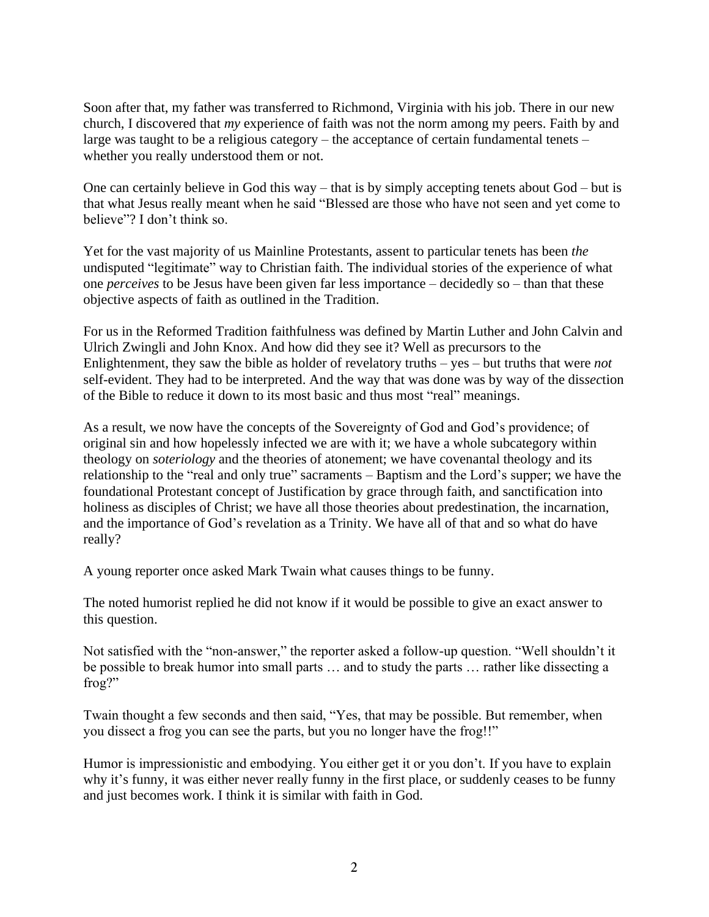Soon after that, my father was transferred to Richmond, Virginia with his job. There in our new church, I discovered that *my* experience of faith was not the norm among my peers. Faith by and large was taught to be a religious category – the acceptance of certain fundamental tenets – whether you really understood them or not.

One can certainly believe in God this way – that is by simply accepting tenets about God – but is that what Jesus really meant when he said "Blessed are those who have not seen and yet come to believe"? I don't think so.

Yet for the vast majority of us Mainline Protestants, assent to particular tenets has been *the* undisputed "legitimate" way to Christian faith. The individual stories of the experience of what one *perceives* to be Jesus have been given far less importance – decidedly so – than that these objective aspects of faith as outlined in the Tradition.

For us in the Reformed Tradition faithfulness was defined by Martin Luther and John Calvin and Ulrich Zwingli and John Knox. And how did they see it? Well as precursors to the Enlightenment, they saw the bible as holder of revelatory truths – yes – but truths that were *not* self-evident. They had to be interpreted. And the way that was done was by way of the dis*sec*tion of the Bible to reduce it down to its most basic and thus most "real" meanings.

As a result, we now have the concepts of the Sovereignty of God and God's providence; of original sin and how hopelessly infected we are with it; we have a whole subcategory within theology on *soteriology* and the theories of atonement; we have covenantal theology and its relationship to the "real and only true" sacraments – Baptism and the Lord's supper; we have the foundational Protestant concept of Justification by grace through faith, and sanctification into holiness as disciples of Christ; we have all those theories about predestination, the incarnation, and the importance of God's revelation as a Trinity. We have all of that and so what do have really?

A young reporter once asked Mark Twain what causes things to be funny.

The noted humorist replied he did not know if it would be possible to give an exact answer to this question.

Not satisfied with the "non-answer," the reporter asked a follow-up question. "Well shouldn't it be possible to break humor into small parts … and to study the parts … rather like dissecting a frog?"

Twain thought a few seconds and then said, "Yes, that may be possible. But remember, when you dissect a frog you can see the parts, but you no longer have the frog!!"

Humor is impressionistic and embodying. You either get it or you don't. If you have to explain why it's funny, it was either never really funny in the first place, or suddenly ceases to be funny and just becomes work. I think it is similar with faith in God.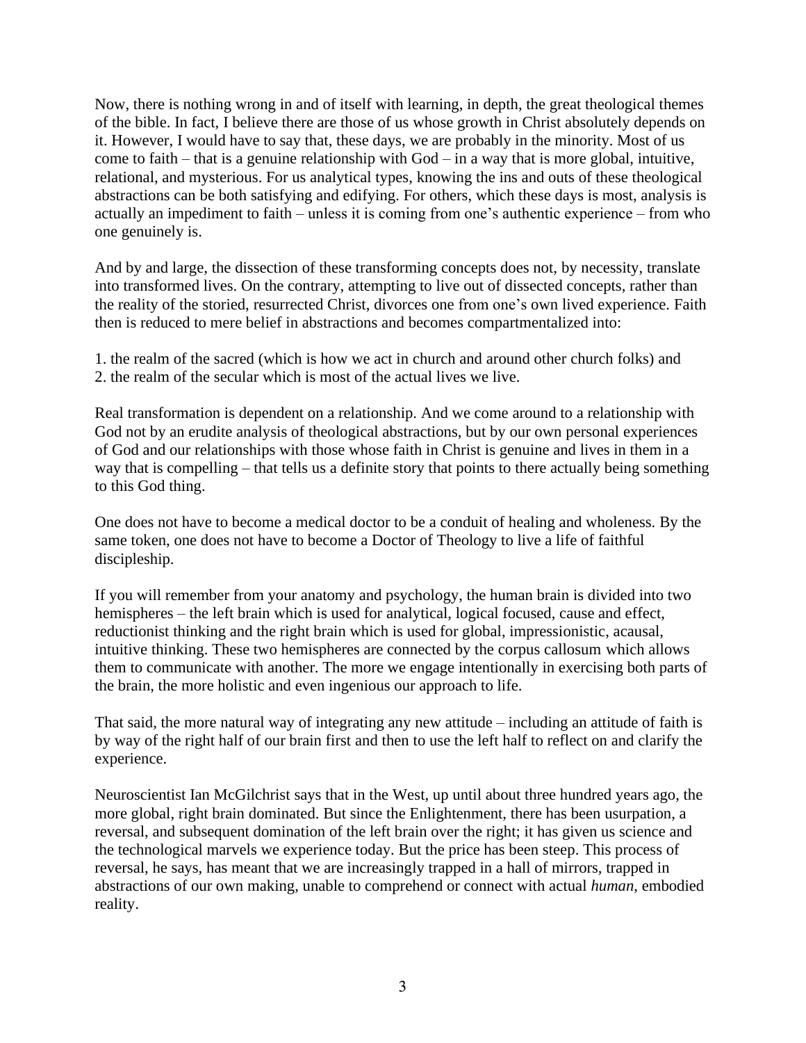Now, there is nothing wrong in and of itself with learning, in depth, the great theological themes of the bible. In fact, I believe there are those of us whose growth in Christ absolutely depends on it. However, I would have to say that, these days, we are probably in the minority. Most of us come to faith – that is a genuine relationship with God – in a way that is more global, intuitive, relational, and mysterious. For us analytical types, knowing the ins and outs of these theological abstractions can be both satisfying and edifying. For others, which these days is most, analysis is actually an impediment to faith – unless it is coming from one's authentic experience – from who one genuinely is.

And by and large, the dissection of these transforming concepts does not, by necessity, translate into transformed lives. On the contrary, attempting to live out of dissected concepts, rather than the reality of the storied, resurrected Christ, divorces one from one's own lived experience. Faith then is reduced to mere belief in abstractions and becomes compartmentalized into:

1. the realm of the sacred (which is how we act in church and around other church folks) and
2. the realm of the secular which is most of the actual lives we live.

Real transformation is dependent on a relationship. And we come around to a relationship with God not by an erudite analysis of theological abstractions, but by our own personal experiences of God and our relationships with those whose faith in Christ is genuine and lives in them in a way that is compelling – that tells us a definite story that points to there actually being something to this God thing.

One does not have to become a medical doctor to be a conduit of healing and wholeness. By the same token, one does not have to become a Doctor of Theology to live a life of faithful discipleship.

If you will remember from your anatomy and psychology, the human brain is divided into two hemispheres – the left brain which is used for analytical, logical focused, cause and effect, reductionist thinking and the right brain which is used for global, impressionistic, acausal, intuitive thinking. These two hemispheres are connected by the corpus callosum which allows them to communicate with another. The more we engage intentionally in exercising both parts of the brain, the more holistic and even ingenious our approach to life.

That said, the more natural way of integrating any new attitude – including an attitude of faith is by way of the right half of our brain first and then to use the left half to reflect on and clarify the experience.

Neuroscientist Ian McGilchrist says that in the West, up until about three hundred years ago, the more global, right brain dominated. But since the Enlightenment, there has been usurpation, a reversal, and subsequent domination of the left brain over the right; it has given us science and the technological marvels we experience today. But the price has been steep. This process of reversal, he says, has meant that we are increasingly trapped in a hall of mirrors, trapped in abstractions of our own making, unable to comprehend or connect with actual *human*, embodied reality.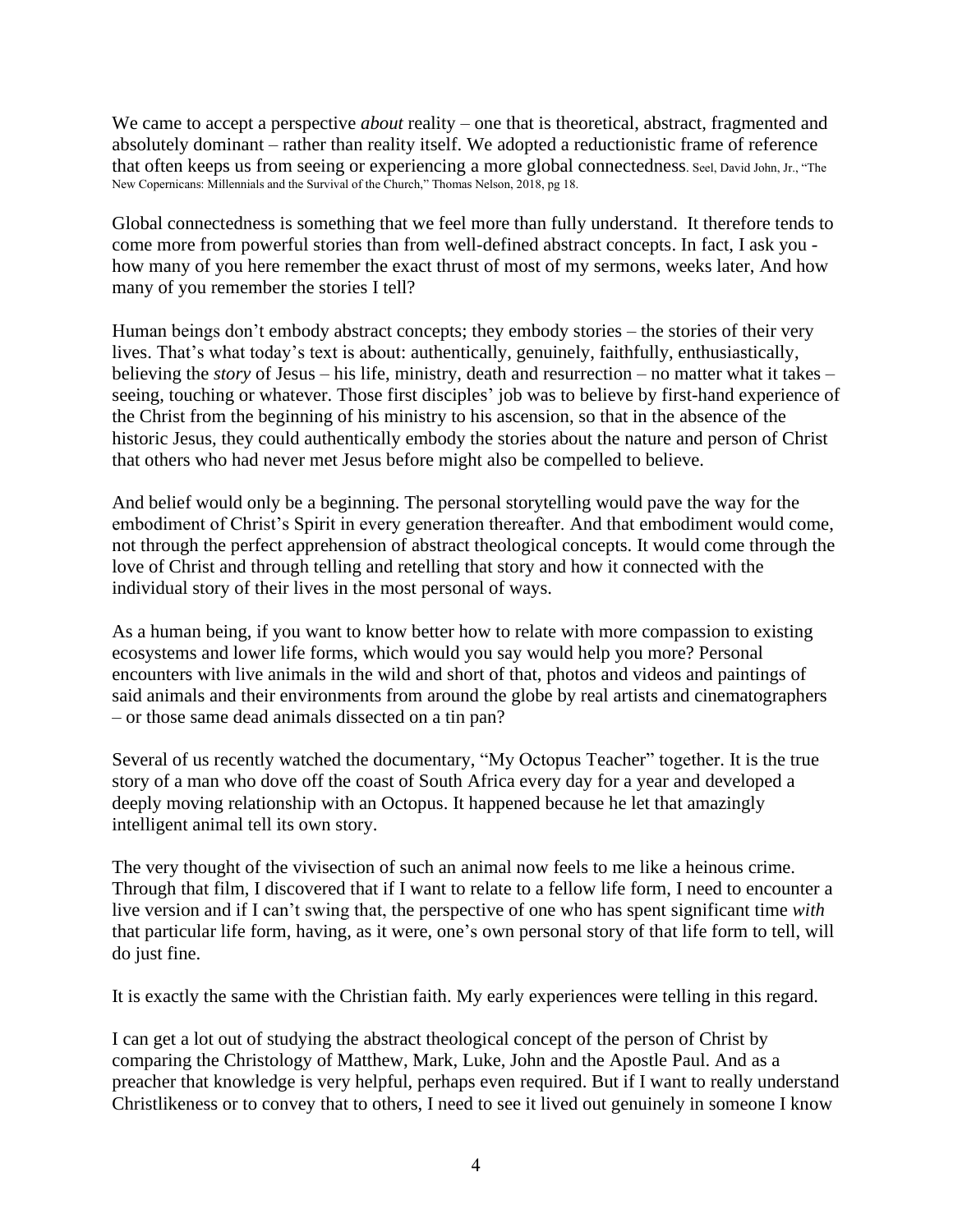We came to accept a perspective *about* reality – one that is theoretical, abstract, fragmented and absolutely dominant – rather than reality itself. We adopted a reductionistic frame of reference that often keeps us from seeing or experiencing a more global connectedness. Seel, David John, Jr., "The New Copernicans: Millennials and the Survival of the Church," Thomas Nelson, 2018, pg 18.

Global connectedness is something that we feel more than fully understand. It therefore tends to come more from powerful stories than from well-defined abstract concepts. In fact, I ask you - how many of you here remember the exact thrust of most of my sermons, weeks later, And how many of you remember the stories I tell?

Human beings don't embody abstract concepts; they embody stories – the stories of their very lives. That's what today's text is about: authentically, genuinely, faithfully, enthusiastically, believing the *story* of Jesus – his life, ministry, death and resurrection – no matter what it takes – seeing, touching or whatever. Those first disciples' job was to believe by first-hand experience of the Christ from the beginning of his ministry to his ascension, so that in the absence of the historic Jesus, they could authentically embody the stories about the nature and person of Christ that others who had never met Jesus before might also be compelled to believe.

And belief would only be a beginning. The personal storytelling would pave the way for the embodiment of Christ's Spirit in every generation thereafter. And that embodiment would come, not through the perfect apprehension of abstract theological concepts. It would come through the love of Christ and through telling and retelling that story and how it connected with the individual story of their lives in the most personal of ways.

As a human being, if you want to know better how to relate with more compassion to existing ecosystems and lower life forms, which would you say would help you more? Personal encounters with live animals in the wild and short of that, photos and videos and paintings of said animals and their environments from around the globe by real artists and cinematographers – or those same dead animals dissected on a tin pan?

Several of us recently watched the documentary, "My Octopus Teacher" together. It is the true story of a man who dove off the coast of South Africa every day for a year and developed a deeply moving relationship with an Octopus. It happened because he let that amazingly intelligent animal tell its own story.

The very thought of the vivisection of such an animal now feels to me like a heinous crime. Through that film, I discovered that if I want to relate to a fellow life form, I need to encounter a live version and if I can't swing that, the perspective of one who has spent significant time *with* that particular life form, having, as it were, one's own personal story of that life form to tell, will do just fine.

It is exactly the same with the Christian faith. My early experiences were telling in this regard.

I can get a lot out of studying the abstract theological concept of the person of Christ by comparing the Christology of Matthew, Mark, Luke, John and the Apostle Paul. And as a preacher that knowledge is very helpful, perhaps even required. But if I want to really understand Christlikeness or to convey that to others, I need to see it lived out genuinely in someone I know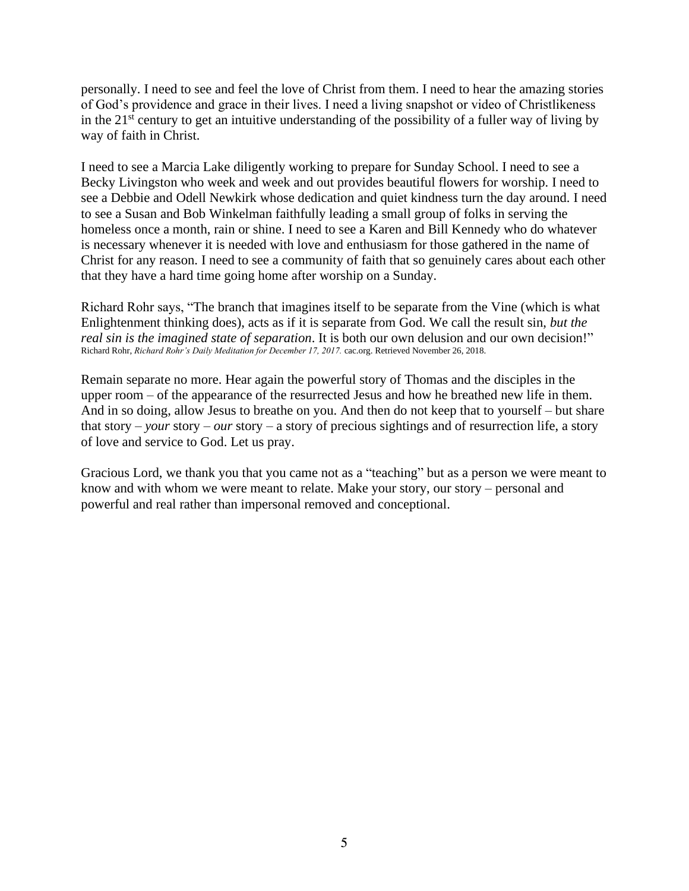personally. I need to see and feel the love of Christ from them. I need to hear the amazing stories of God's providence and grace in their lives. I need a living snapshot or video of Christlikeness in the 21st century to get an intuitive understanding of the possibility of a fuller way of living by way of faith in Christ.

I need to see a Marcia Lake diligently working to prepare for Sunday School. I need to see a Becky Livingston who week and week and out provides beautiful flowers for worship. I need to see a Debbie and Odell Newkirk whose dedication and quiet kindness turn the day around. I need to see a Susan and Bob Winkelman faithfully leading a small group of folks in serving the homeless once a month, rain or shine. I need to see a Karen and Bill Kennedy who do whatever is necessary whenever it is needed with love and enthusiasm for those gathered in the name of Christ for any reason. I need to see a community of faith that so genuinely cares about each other that they have a hard time going home after worship on a Sunday.

Richard Rohr says, "The branch that imagines itself to be separate from the Vine (which is what Enlightenment thinking does), acts as if it is separate from God. We call the result sin, *but the real sin is the imagined state of separation*. It is both our own delusion and our own decision!" Richard Rohr, *Richard Rohr's Daily Meditation for December 17, 2017.* cac.org. Retrieved November 26, 2018.

Remain separate no more. Hear again the powerful story of Thomas and the disciples in the upper room – of the appearance of the resurrected Jesus and how he breathed new life in them. And in so doing, allow Jesus to breathe on you. And then do not keep that to yourself – but share that story – ***your*** story – ***our*** story – a story of precious sightings and of resurrection life, a story of love and service to God. Let us pray.

Gracious Lord, we thank you that you came not as a "teaching" but as a person we were meant to know and with whom we were meant to relate. Make your story, our story – personal and powerful and real rather than impersonal removed and conceptional.